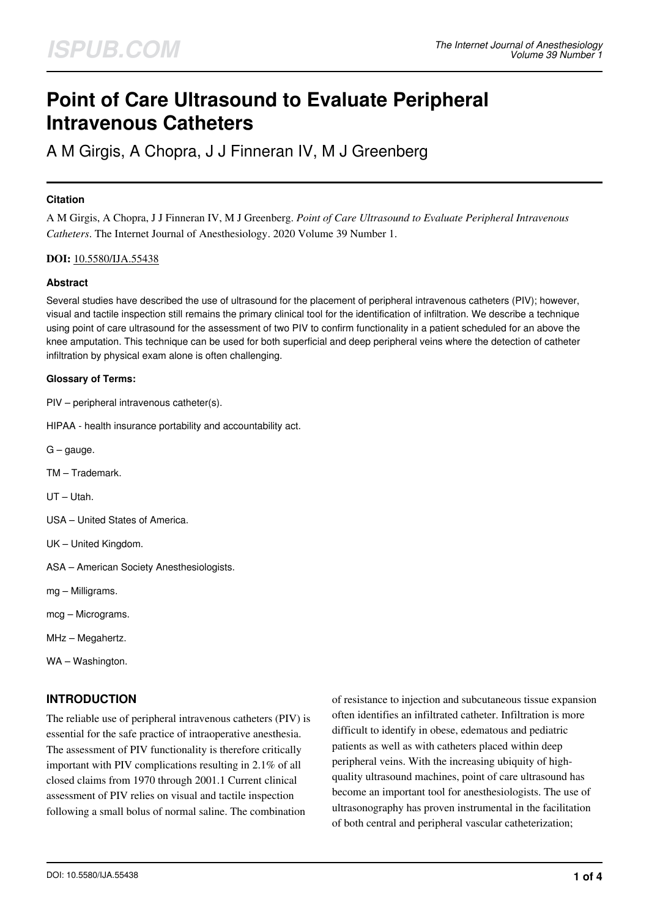# Point of Care Ultrasound to Evaluate Peripheral Intravenous Catheters

A M Girgis, A Chopra, J J Finneran IV, M J Greenberg

#### Citation

A M Girgis, A Chopra, J J Finneran IV, M J Greenberg. *Point of Care Ultrasound to Evaluate Peripheral Intravenous Catheters*. The Internet Journal of Anesthesiology. 2020 Volume 39 Number 1.

**DOI:** 10.5580/IJA.55438

#### Abstract

Several studies have described the use of ultrasound for the placement of peripheral intravenous catheters (PIV); however, visual and tactile inspection still remains the primary clinical tool for the identification of infiltration. We describe a technique using point of care ultrasound for the assessment of two PIV to confirm functionality in a patient scheduled for an above the knee amputation. This technique can be used for both superficial and deep peripheral veins where the detection of catheter infiltration by physical exam alone is often challenging.

**Glossary of Terms:**

PIV – peripheral intravenous catheter(s).

HIPAA - health insurance portability and accountability act.

G – gauge.

TM – Trademark.

UT – Utah.

USA – United States of America.

UK – United Kingdom.

ASA – American Society Anesthesiologists.

mg – Milligrams.

mcg – Micrograms.

MHz – Megahertz.

WA – Washington.

## INTRODUCTION

The reliable use of peripheral intravenous catheters (PIV) is essential for the safe practice of intraoperative anesthesia. The assessment of PIV functionality is therefore critically important with PIV complications resulting in 2.1% of all closed claims from 1970 through 2001.[1] Current clinical assessment of PIV relies on visual and tactile inspection following a small bolus of normal saline. The combination of resistance to injection and subcutaneous tissue expansion often identifies an infiltrated catheter. Infiltration is more difficult to identify in obese, edematous and pediatric patients as well as with catheters placed within deep peripheral veins. With the increasing ubiquity of high-quality ultrasound machines, point of care ultrasound has become an important tool for anesthesiologists. The use of ultrasonography has proven instrumental in the facilitation of both central and peripheral vascular catheterization;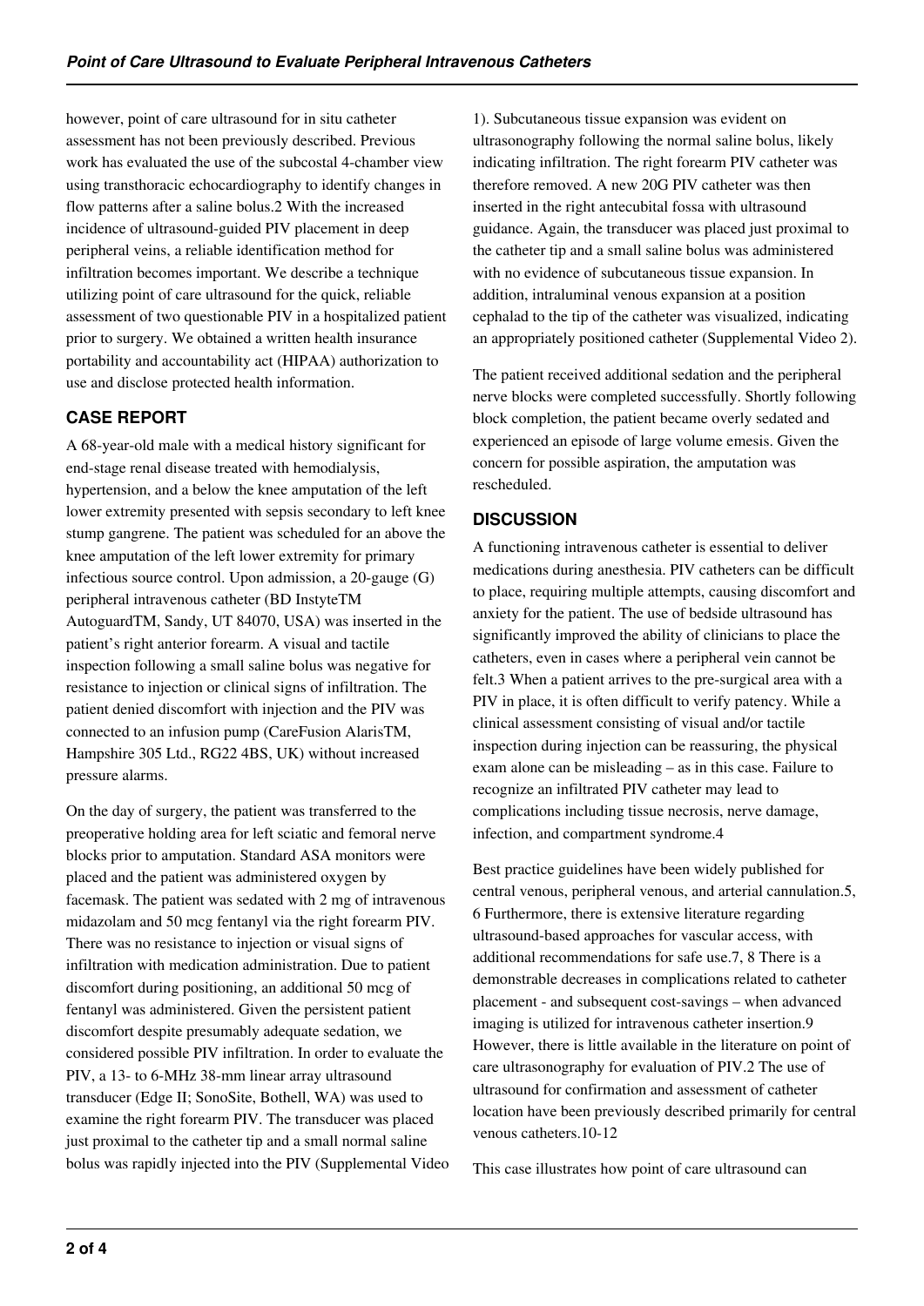however, point of care ultrasound for in situ catheter assessment has not been previously described. Previous work has evaluated the use of the subcostal 4-chamber view using transthoracic echocardiography to identify changes in flow patterns after a saline bolus.[2] With the increased incidence of ultrasound-guided PIV placement in deep peripheral veins, a reliable identification method for infiltration becomes important. We describe a technique utilizing point of care ultrasound for the quick, reliable assessment of two questionable PIV in a hospitalized patient prior to surgery. We obtained a written health insurance portability and accountability act (HIPAA) authorization to use and disclose protected health information.

## CASE REPORT

A 68-year-old male with a medical history significant for end-stage renal disease treated with hemodialysis, hypertension, and a below the knee amputation of the left lower extremity presented with sepsis secondary to left knee stump gangrene. The patient was scheduled for an above the knee amputation of the left lower extremity for primary infectious source control. Upon admission, a 20-gauge (G) peripheral intravenous catheter (BD InstyteTM AutoguardTM, Sandy, UT 84070, USA) was inserted in the patient's right anterior forearm. A visual and tactile inspection following a small saline bolus was negative for resistance to injection or clinical signs of infiltration. The patient denied discomfort with injection and the PIV was connected to an infusion pump (CareFusion AlarisTM, Hampshire 305 Ltd., RG22 4BS, UK) without increased pressure alarms.

On the day of surgery, the patient was transferred to the preoperative holding area for left sciatic and femoral nerve blocks prior to amputation. Standard ASA monitors were placed and the patient was administered oxygen by facemask. The patient was sedated with 2 mg of intravenous midazolam and 50 mcg fentanyl via the right forearm PIV. There was no resistance to injection or visual signs of infiltration with medication administration. Due to patient discomfort during positioning, an additional 50 mcg of fentanyl was administered. Given the persistent patient discomfort despite presumably adequate sedation, we considered possible PIV infiltration. In order to evaluate the PIV, a 13- to 6-MHz 38-mm linear array ultrasound transducer (Edge II; SonoSite, Bothell, WA) was used to examine the right forearm PIV. The transducer was placed just proximal to the catheter tip and a small normal saline bolus was rapidly injected into the PIV (Supplemental Video 1). Subcutaneous tissue expansion was evident on ultrasonography following the normal saline bolus, likely indicating infiltration. The right forearm PIV catheter was therefore removed. A new 20G PIV catheter was then inserted in the right antecubital fossa with ultrasound guidance. Again, the transducer was placed just proximal to the catheter tip and a small saline bolus was administered with no evidence of subcutaneous tissue expansion. In addition, intraluminal venous expansion at a position cephalad to the tip of the catheter was visualized, indicating an appropriately positioned catheter (Supplemental Video 2).

The patient received additional sedation and the peripheral nerve blocks were completed successfully. Shortly following block completion, the patient became overly sedated and experienced an episode of large volume emesis. Given the concern for possible aspiration, the amputation was rescheduled.

## DISCUSSION

A functioning intravenous catheter is essential to deliver medications during anesthesia. PIV catheters can be difficult to place, requiring multiple attempts, causing discomfort and anxiety for the patient. The use of bedside ultrasound has significantly improved the ability of clinicians to place the catheters, even in cases where a peripheral vein cannot be felt.[3] When a patient arrives to the pre-surgical area with a PIV in place, it is often difficult to verify patency. While a clinical assessment consisting of visual and/or tactile inspection during injection can be reassuring, the physical exam alone can be misleading – as in this case. Failure to recognize an infiltrated PIV catheter may lead to complications including tissue necrosis, nerve damage, infection, and compartment syndrome.[4]

Best practice guidelines have been widely published for central venous, peripheral venous, and arterial cannulation.[5, 6] Furthermore, there is extensive literature regarding ultrasound-based approaches for vascular access, with additional recommendations for safe use.[7, 8] There is a demonstrable decreases in complications related to catheter placement - and subsequent cost-savings – when advanced imaging is utilized for intravenous catheter insertion.[9] However, there is little available in the literature on point of care ultrasonography for evaluation of PIV.[2] The use of ultrasound for confirmation and assessment of catheter location have been previously described primarily for central venous catheters.[10-12]

This case illustrates how point of care ultrasound can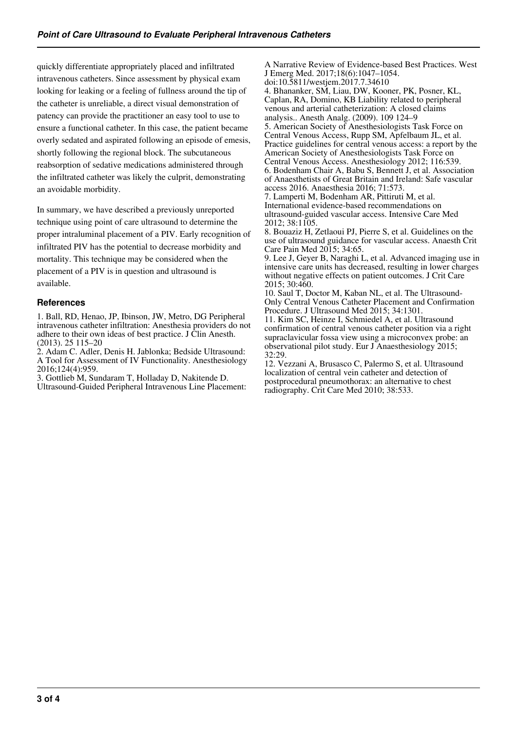quickly differentiate appropriately placed and infiltrated intravenous catheters. Since assessment by physical exam looking for leaking or a feeling of fullness around the tip of the catheter is unreliable, a direct visual demonstration of patency can provide the practitioner an easy tool to use to ensure a functional catheter. In this case, the patient became overly sedated and aspirated following an episode of emesis, shortly following the regional block. The subcutaneous reabsorption of sedative medications administered through the infiltrated catheter was likely the culprit, demonstrating an avoidable morbidity.

In summary, we have described a previously unreported technique using point of care ultrasound to determine the proper intraluminal placement of a PIV. Early recognition of infiltrated PIV has the potential to decrease morbidity and mortality. This technique may be considered when the placement of a PIV is in question and ultrasound is available.

## References

1. Ball, RD, Henao, JP, Ibinson, JW, Metro, DG Peripheral intravenous catheter infiltration: Anesthesia providers do not adhere to their own ideas of best practice. J Clin Anesth. (2013). 25 115–20
2. Adam C. Adler, Denis H. Jablonka; Bedside Ultrasound: A Tool for Assessment of IV Functionality. Anesthesiology 2016;124(4):959.
3. Gottlieb M, Sundaram T, Holladay D, Nakitende D. Ultrasound-Guided Peripheral Intravenous Line Placement: A Narrative Review of Evidence-based Best Practices. West J Emerg Med. 2017;18(6):1047–1054. doi:10.5811/westjem.2017.7.34610
4. Bhananker, SM, Liau, DW, Kooner, PK, Posner, KL, Caplan, RA, Domino, KB Liability related to peripheral venous and arterial catheterization: A closed claims analysis.. Anesth Analg. (2009). 109 124–9
5. American Society of Anesthesiologists Task Force on Central Venous Access, Rupp SM, Apfelbaum JL, et al. Practice guidelines for central venous access: a report by the American Society of Anesthesiologists Task Force on Central Venous Access. Anesthesiology 2012; 116:539.
6. Bodenham Chair A, Babu S, Bennett J, et al. Association of Anaesthetists of Great Britain and Ireland: Safe vascular access 2016. Anaesthesia 2016; 71:573.
7. Lamperti M, Bodenham AR, Pittiruti M, et al. International evidence-based recommendations on ultrasound-guided vascular access. Intensive Care Med 2012; 38:1105.
8. Bouaziz H, Zetlaoui PJ, Pierre S, et al. Guidelines on the use of ultrasound guidance for vascular access. Anaesth Crit Care Pain Med 2015; 34:65.
9. Lee J, Geyer B, Naraghi L, et al. Advanced imaging use in intensive care units has decreased, resulting in lower charges without negative effects on patient outcomes. J Crit Care 2015; 30:460.
10. Saul T, Doctor M, Kaban NL, et al. The Ultrasound-Only Central Venous Catheter Placement and Confirmation Procedure. J Ultrasound Med 2015; 34:1301.
11. Kim SC, Heinze I, Schmiedel A, et al. Ultrasound confirmation of central venous catheter position via a right supraclavicular fossa view using a microconvex probe: an observational pilot study. Eur J Anaesthesiology 2015; 32:29.
12. Vezzani A, Brusasco C, Palermo S, et al. Ultrasound localization of central vein catheter and detection of postprocedural pneumothorax: an alternative to chest radiography. Crit Care Med 2010; 38:533.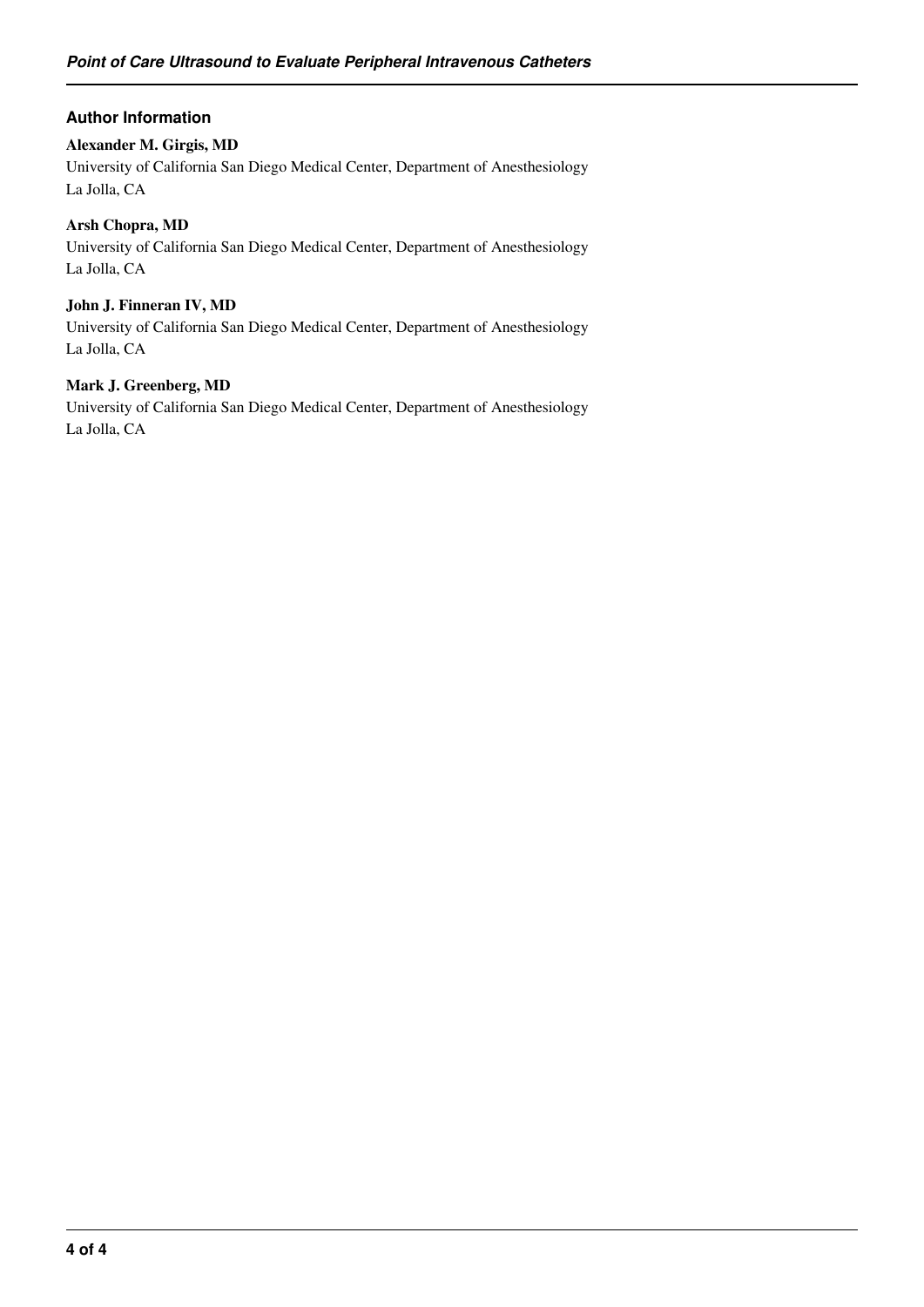## Author Information

**Alexander M. Girgis, MD**
University of California San Diego Medical Center, Department of Anesthesiology
La Jolla, CA

**Arsh Chopra, MD**
University of California San Diego Medical Center, Department of Anesthesiology
La Jolla, CA

**John J. Finneran IV, MD**
University of California San Diego Medical Center, Department of Anesthesiology
La Jolla, CA

**Mark J. Greenberg, MD**
University of California San Diego Medical Center, Department of Anesthesiology
La Jolla, CA